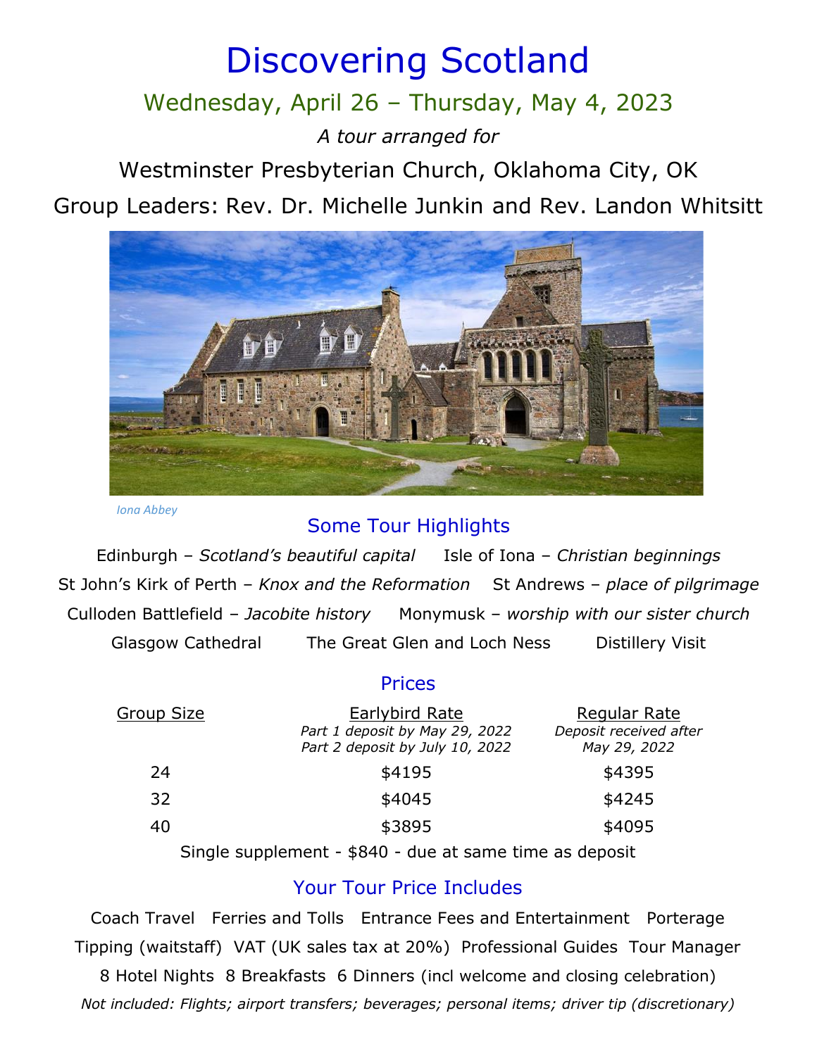# Discovering Scotland

## Wednesday, April 26 – Thursday, May 4, 2023

*A tour arranged for*

Westminster Presbyterian Church, Oklahoma City, OK

Group Leaders: Rev. Dr. Michelle Junkin and Rev. Landon Whitsitt

*Iona Abbey*

## Some Tour Highlights

Edinburgh – *Scotland's beautiful capital*  Isle of Iona – *Christian beginnings*

St John's Kirk of Perth – *Knox and the Reformation*  St Andrews – *place of pilgrimage*

Culloden Battlefield – *Jacobite history*  Monymusk – *worship with our sister church*

Glasgow Cathedral  The Great Glen and Loch Ness  Distillery Visit

## Prices

| Group Size | Earlybird Rate *Part 1 deposit by May 29, 2022 Part 2 deposit by July 10, 2022* | Regular Rate *Deposit received after May 29, 2022* |
|---|---|---|
| 24 | $4195 | $4395 |
| 32 | $4045 | $4245 |
| 40 | $3895 | $4095 |

Single supplement - $840 - due at same time as deposit

## Your Tour Price Includes

Coach Travel  Ferries and Tolls  Entrance Fees and Entertainment  Porterage

Tipping (waitstaff)  VAT (UK sales tax at 20%)  Professional Guides  Tour Manager

8 Hotel Nights  8 Breakfasts  6 Dinners (incl welcome and closing celebration)

*Not included: Flights; airport transfers; beverages; personal items; driver tip (discretionary)*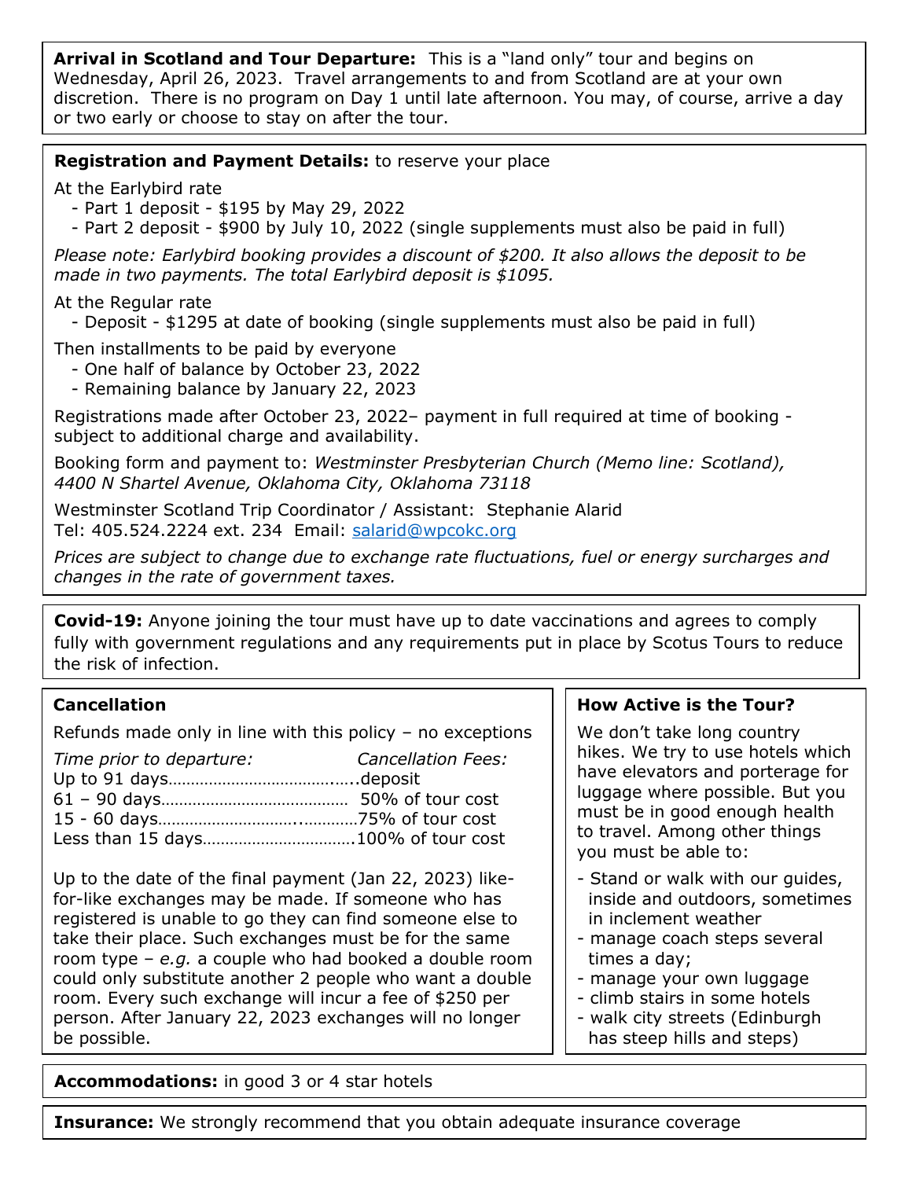**Arrival in Scotland and Tour Departure:** This is a "land only" tour and begins on Wednesday, April 26, 2023. Travel arrangements to and from Scotland are at your own discretion. There is no program on Day 1 until late afternoon. You may, of course, arrive a day or two early or choose to stay on after the tour.

**Registration and Payment Details:** to reserve your place

At the Earlybird rate

- Part 1 deposit - $195 by May 29, 2022
- Part 2 deposit - $900 by July 10, 2022 (single supplements must also be paid in full)

*Please note: Earlybird booking provides a discount of $200. It also allows the deposit to be made in two payments. The total Earlybird deposit is $1095.*

At the Regular rate

- Deposit - $1295 at date of booking (single supplements must also be paid in full)

Then installments to be paid by everyone

- One half of balance by October 23, 2022
- Remaining balance by January 22, 2023

Registrations made after October 23, 2022– payment in full required at time of booking - subject to additional charge and availability.

Booking form and payment to: *Westminster Presbyterian Church (Memo line: Scotland), 4400 N Shartel Avenue, Oklahoma City, Oklahoma 73118*

Westminster Scotland Trip Coordinator / Assistant: Stephanie Alarid
Tel: 405.524.2224 ext. 234 Email: salarid@wpcokc.org

*Prices are subject to change due to exchange rate fluctuations, fuel or energy surcharges and changes in the rate of government taxes.*

**Covid-19:** Anyone joining the tour must have up to date vaccinations and agrees to comply fully with government regulations and any requirements put in place by Scotus Tours to reduce the risk of infection.

**Cancellation**

Refunds made only in line with this policy – no exceptions

| *Time prior to departure:* | *Cancellation Fees:* |
|---|---|
| Up to 91 days | deposit |
| 61 – 90 days | 50% of tour cost |
| 15 - 60 days | 75% of tour cost |
| Less than 15 days | 100% of tour cost |

Up to the date of the final payment (Jan 22, 2023) like-for-like exchanges may be made. If someone who has registered is unable to go they can find someone else to take their place. Such exchanges must be for the same room type – *e.g.* a couple who had booked a double room could only substitute another 2 people who want a double room. Every such exchange will incur a fee of $250 per person. After January 22, 2023 exchanges will no longer be possible.

**How Active is the Tour?**

We don't take long country hikes. We try to use hotels which have elevators and porterage for luggage where possible. But you must be in good enough health to travel. Among other things you must be able to:

- Stand or walk with our guides, inside and outdoors, sometimes in inclement weather
- manage coach steps several times a day;
- manage your own luggage
- climb stairs in some hotels
- walk city streets (Edinburgh has steep hills and steps)

**Accommodations:** in good 3 or 4 star hotels

**Insurance:** We strongly recommend that you obtain adequate insurance coverage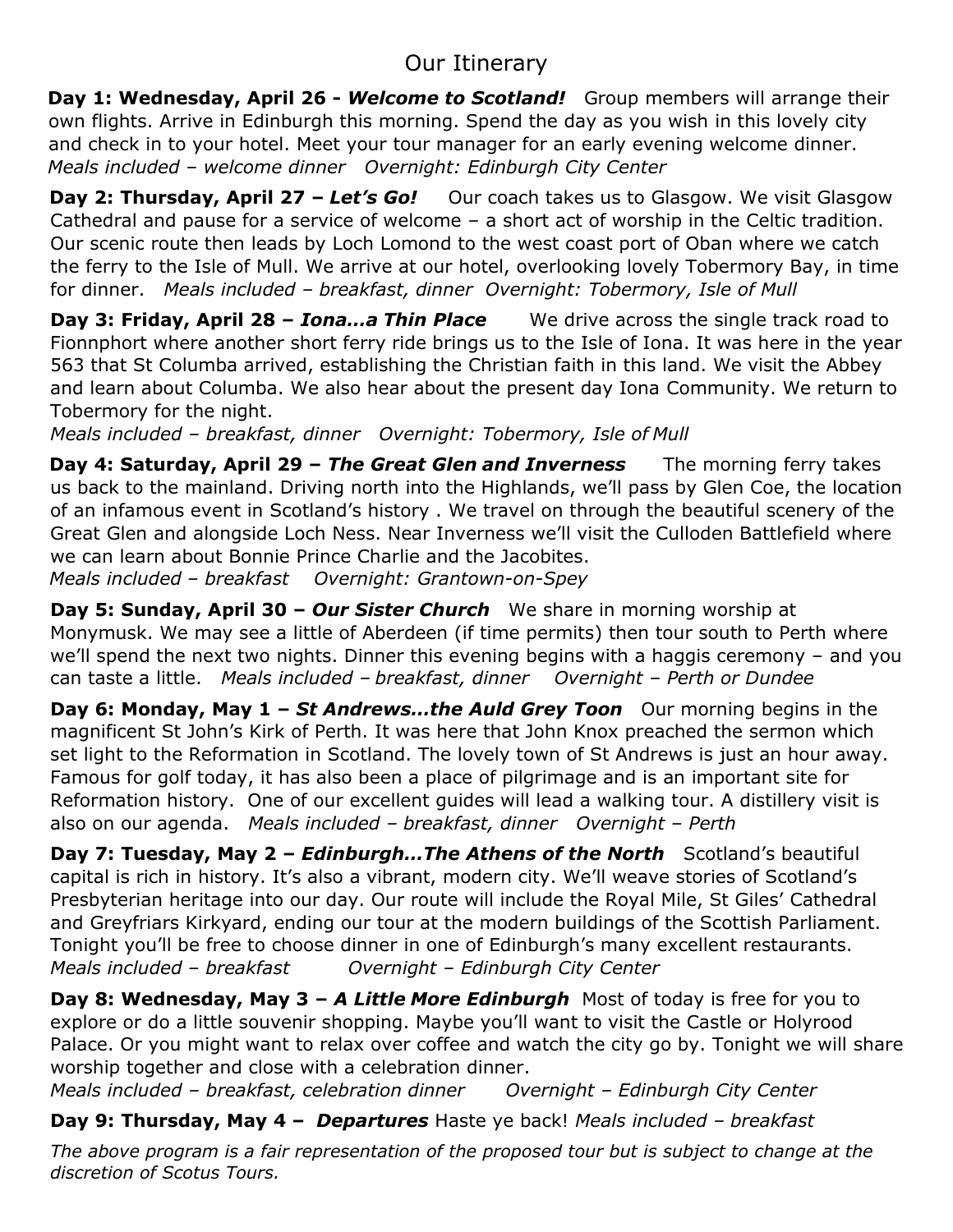# Our Itinerary

**Day 1: Wednesday, April 26 - *Welcome to Scotland!*** Group members will arrange their own flights. Arrive in Edinburgh this morning. Spend the day as you wish in this lovely city and check in to your hotel. Meet your tour manager for an early evening welcome dinner.
*Meals included – welcome dinner   Overnight: Edinburgh City Center*

**Day 2: Thursday, April 27 – *Let's Go!*** Our coach takes us to Glasgow. We visit Glasgow Cathedral and pause for a service of welcome – a short act of worship in the Celtic tradition. Our scenic route then leads by Loch Lomond to the west coast port of Oban where we catch the ferry to the Isle of Mull. We arrive at our hotel, overlooking lovely Tobermory Bay, in time for dinner.   *Meals included – breakfast, dinner   Overnight: Tobermory, Isle of Mull*

**Day 3: Friday, April 28 – *Iona…a Thin Place*** We drive across the single track road to Fionnphort where another short ferry ride brings us to the Isle of Iona. It was here in the year 563 that St Columba arrived, establishing the Christian faith in this land. We visit the Abbey and learn about Columba. We also hear about the present day Iona Community. We return to Tobermory for the night.
*Meals included – breakfast, dinner   Overnight: Tobermory, Isle of Mull*

**Day 4: Saturday, April 29 – *The Great Glen and Inverness*** The morning ferry takes us back to the mainland. Driving north into the Highlands, we'll pass by Glen Coe, the location of an infamous event in Scotland's history . We travel on through the beautiful scenery of the Great Glen and alongside Loch Ness. Near Inverness we'll visit the Culloden Battlefield where we can learn about Bonnie Prince Charlie and the Jacobites.
*Meals included – breakfast   Overnight: Grantown-on-Spey*

**Day 5: Sunday, April 30 – *Our Sister Church*** We share in morning worship at Monymusk. We may see a little of Aberdeen (if time permits) then tour south to Perth where we'll spend the next two nights. Dinner this evening begins with a haggis ceremony – and you can taste a little.   *Meals included – breakfast, dinner   Overnight – Perth or Dundee*

**Day 6: Monday, May 1 – *St Andrews…the Auld Grey Toon*** Our morning begins in the magnificent St John's Kirk of Perth. It was here that John Knox preached the sermon which set light to the Reformation in Scotland. The lovely town of St Andrews is just an hour away. Famous for golf today, it has also been a place of pilgrimage and is an important site for Reformation history. One of our excellent guides will lead a walking tour. A distillery visit is also on our agenda.   *Meals included – breakfast, dinner   Overnight – Perth*

**Day 7: Tuesday, May 2 – *Edinburgh…The Athens of the North*** Scotland's beautiful capital is rich in history. It's also a vibrant, modern city. We'll weave stories of Scotland's Presbyterian heritage into our day. Our route will include the Royal Mile, St Giles' Cathedral and Greyfriars Kirkyard, ending our tour at the modern buildings of the Scottish Parliament. Tonight you'll be free to choose dinner in one of Edinburgh's many excellent restaurants.
*Meals included – breakfast   Overnight – Edinburgh City Center*

**Day 8: Wednesday, May 3 – *A Little More Edinburgh*** Most of today is free for you to explore or do a little souvenir shopping. Maybe you'll want to visit the Castle or Holyrood Palace. Or you might want to relax over coffee and watch the city go by. Tonight we will share worship together and close with a celebration dinner.
*Meals included – breakfast, celebration dinner   Overnight – Edinburgh City Center*

**Day 9: Thursday, May 4 – *Departures*** Haste ye back! *Meals included – breakfast*

*The above program is a fair representation of the proposed tour but is subject to change at the discretion of Scotus Tours.*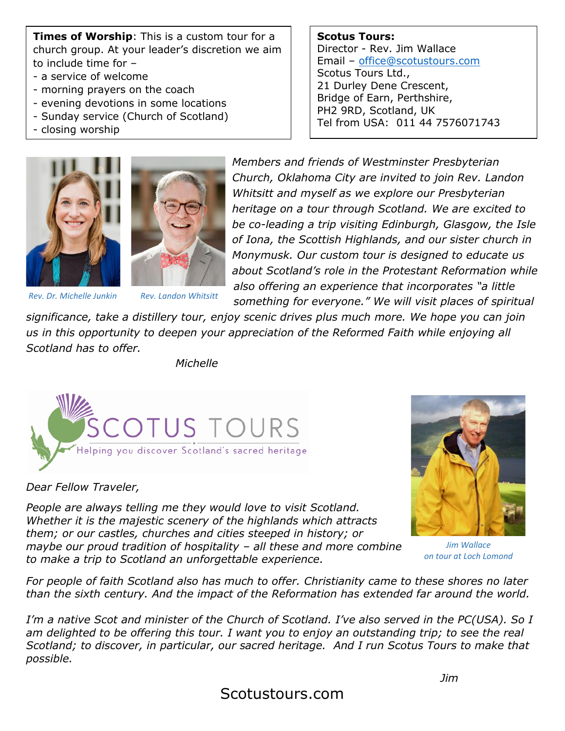**Times of Worship**: This is a custom tour for a church group. At your leader's discretion we aim to include time for –

- a service of welcome
- morning prayers on the coach
- evening devotions in some locations
- Sunday service (Church of Scotland)
- closing worship

**Scotus Tours:**
Director - Rev. Jim Wallace
Email – office@scotustours.com
Scotus Tours Ltd.,
21 Durley Dene Crescent,
Bridge of Earn, Perthshire,
PH2 9RD, Scotland, UK
Tel from USA: 011 44 7576071743

*Rev. Dr. Michelle Junkin*

*Rev. Landon Whitsitt*

*Members and friends of Westminster Presbyterian Church, Oklahoma City are invited to join Rev. Landon Whitsitt and myself as we explore our Presbyterian heritage on a tour through Scotland. We are excited to be co-leading a trip visiting Edinburgh, Glasgow, the Isle of Iona, the Scottish Highlands, and our sister church in Monymusk. Our custom tour is designed to educate us about Scotland's role in the Protestant Reformation while also offering an experience that incorporates "a little something for everyone." We will visit places of spiritual significance, take a distillery tour, enjoy scenic drives plus much more. We hope you can join us in this opportunity to deepen your appreciation of the Reformed Faith while enjoying all Scotland has to offer.*

*Michelle*

SCOTUS TOURS
Helping you discover Scotland's sacred heritage

*Dear Fellow Traveler,*

*People are always telling me they would love to visit Scotland. Whether it is the majestic scenery of the highlands which attracts them; or our castles, churches and cities steeped in history; or maybe our proud tradition of hospitality – all these and more combine to make a trip to Scotland an unforgettable experience.*

*Jim Wallace*
*on tour at Loch Lomond*

*For people of faith Scotland also has much to offer. Christianity came to these shores no later than the sixth century. And the impact of the Reformation has extended far around the world.*

*I'm a native Scot and minister of the Church of Scotland. I've also served in the PC(USA). So I am delighted to be offering this tour. I want you to enjoy an outstanding trip; to see the real Scotland; to discover, in particular, our sacred heritage. And I run Scotus Tours to make that possible.*

*Jim*

Scotustours.com